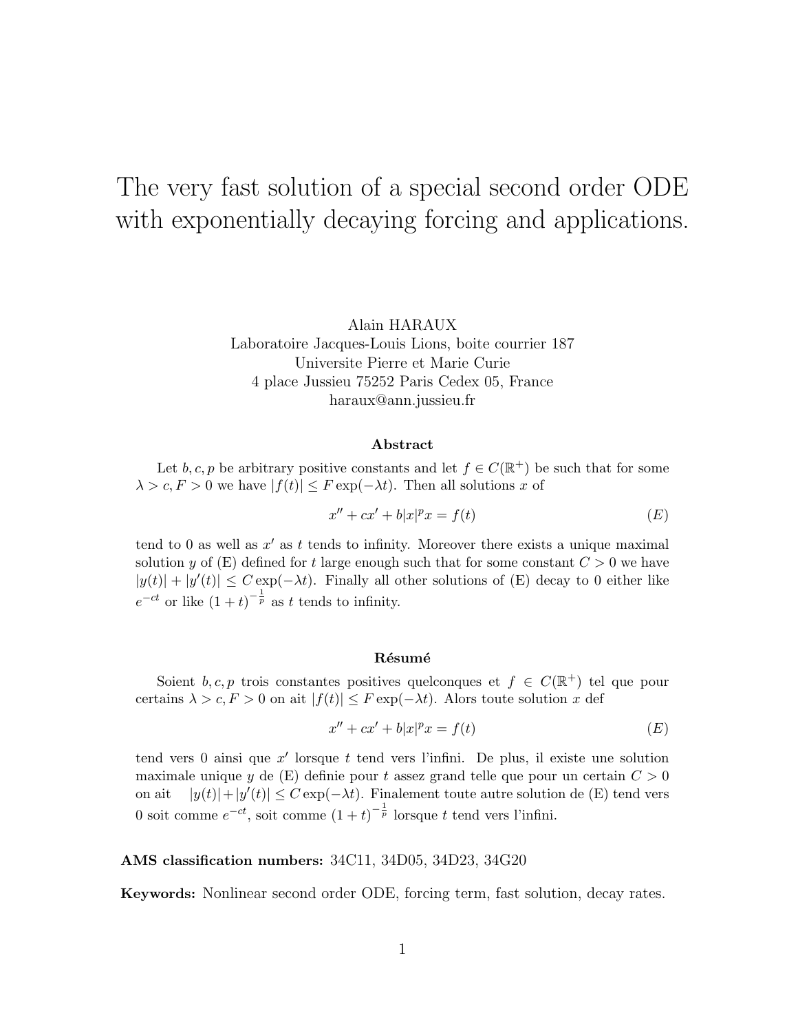# The very fast solution of a special second order ODE with exponentially decaying forcing and applications.

Alain HARAUX
Laboratoire Jacques-Louis Lions, boite courrier 187
Universite Pierre et Marie Curie
4 place Jussieu 75252 Paris Cedex 05, France
haraux@ann.jussieu.fr

### Abstract

Let $b, c, p$ be arbitrary positive constants and let $f \in C(\mathbb{R}^+)$ be such that for some $\lambda > c, F > 0$ we have $|f(t)| \leq F \exp(-\lambda t)$. Then all solutions $x$ of

$$x'' + cx' + b|x|^p x = f(t) \tag{E}$$

tend to 0 as well as $x'$ as $t$ tends to infinity. Moreover there exists a unique maximal solution $y$ of (E) defined for $t$ large enough such that for some constant $C > 0$ we have $|y(t)| + |y'(t)| \leq C \exp(-\lambda t)$. Finally all other solutions of (E) decay to 0 either like $e^{-ct}$ or like $(1+t)^{-\frac{1}{p}}$ as $t$ tends to infinity.

### Résumé

Soient $b, c, p$ trois constantes positives quelconques et $f \in C(\mathbb{R}^+)$ tel que pour certains $\lambda > c, F > 0$ on ait $|f(t)| \leq F \exp(-\lambda t)$. Alors toute solution $x$ def

$$x'' + cx' + b|x|^p x = f(t) \tag{E}$$

tend vers 0 ainsi que $x'$ lorsque $t$ tend vers l'infini. De plus, il existe une solution maximale unique $y$ de (E) definie pour $t$ assez grand telle que pour un certain $C > 0$ on ait $|y(t)| + |y'(t)| \leq C \exp(-\lambda t)$. Finalement toute autre solution de (E) tend vers 0 soit comme $e^{-ct}$, soit comme $(1+t)^{-\frac{1}{p}}$ lorsque $t$ tend vers l'infini.

**AMS classification numbers:** 34C11, 34D05, 34D23, 34G20

**Keywords:** Nonlinear second order ODE, forcing term, fast solution, decay rates.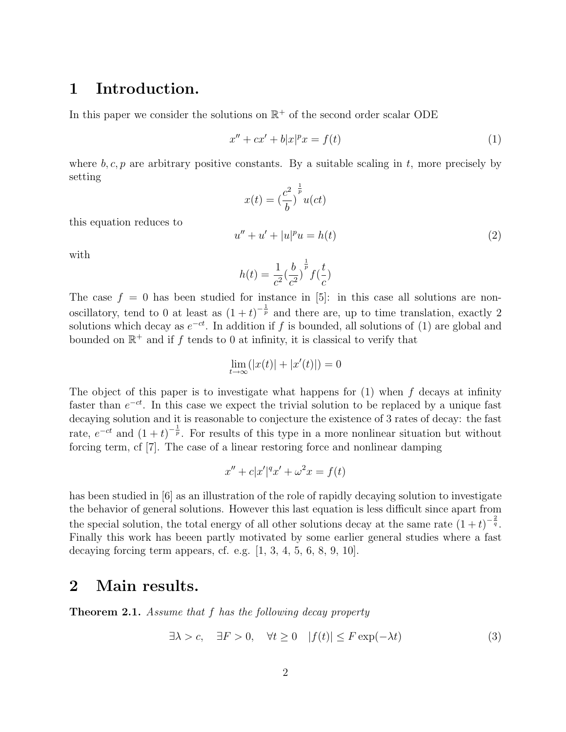# 1 Introduction.

In this paper we consider the solutions on $\mathbb{R}^+$ of the second order scalar ODE

$$x'' + cx' + b|x|^p x = f(t) \tag{1}$$

where $b, c, p$ are arbitrary positive constants. By a suitable scaling in $t$, more precisely by setting

$$x(t) = (\frac{c^2}{b})^{\frac{1}{p}} u(ct)$$

this equation reduces to

$$u'' + u' + |u|^p u = h(t) \tag{2}$$

with

$$h(t) = \frac{1}{c^2}(\frac{b}{c^2})^{\frac{1}{p}} f(\frac{t}{c})$$

The case $f = 0$ has been studied for instance in [5]: in this case all solutions are non-oscillatory, tend to 0 at least as $(1+t)^{-\frac{1}{p}}$ and there are, up to time translation, exactly 2 solutions which decay as $e^{-ct}$. In addition if $f$ is bounded, all solutions of (1) are global and bounded on $\mathbb{R}^+$ and if $f$ tends to 0 at infinity, it is classical to verify that

$$\lim_{t\to\infty}(|x(t)| + |x'(t)|) = 0$$

The object of this paper is to investigate what happens for (1) when $f$ decays at infinity faster than $e^{-ct}$. In this case we expect the trivial solution to be replaced by a unique fast decaying solution and it is reasonable to conjecture the existence of 3 rates of decay: the fast rate, $e^{-ct}$ and $(1+t)^{-\frac{1}{p}}$. For results of this type in a more nonlinear situation but without forcing term, cf [7]. The case of a linear restoring force and nonlinear damping

$$x'' + c|x'|^q x' + \omega^2 x = f(t)$$

has been studied in [6] as an illustration of the role of rapidly decaying solution to investigate the behavior of general solutions. However this last equation is less difficult since apart from the special solution, the total energy of all other solutions decay at the same rate $(1+t)^{-\frac{2}{q}}$. Finally this work has beeen partly motivated by some earlier general studies where a fast decaying forcing term appears, cf. e.g. [1, 3, 4, 5, 6, 8, 9, 10].

# 2 Main results.

**Theorem 2.1.** *Assume that $f$ has the following decay property*

$$\exists \lambda > c, \quad \exists F > 0, \quad \forall t \geq 0 \quad |f(t)| \leq F \exp(-\lambda t) \tag{3}$$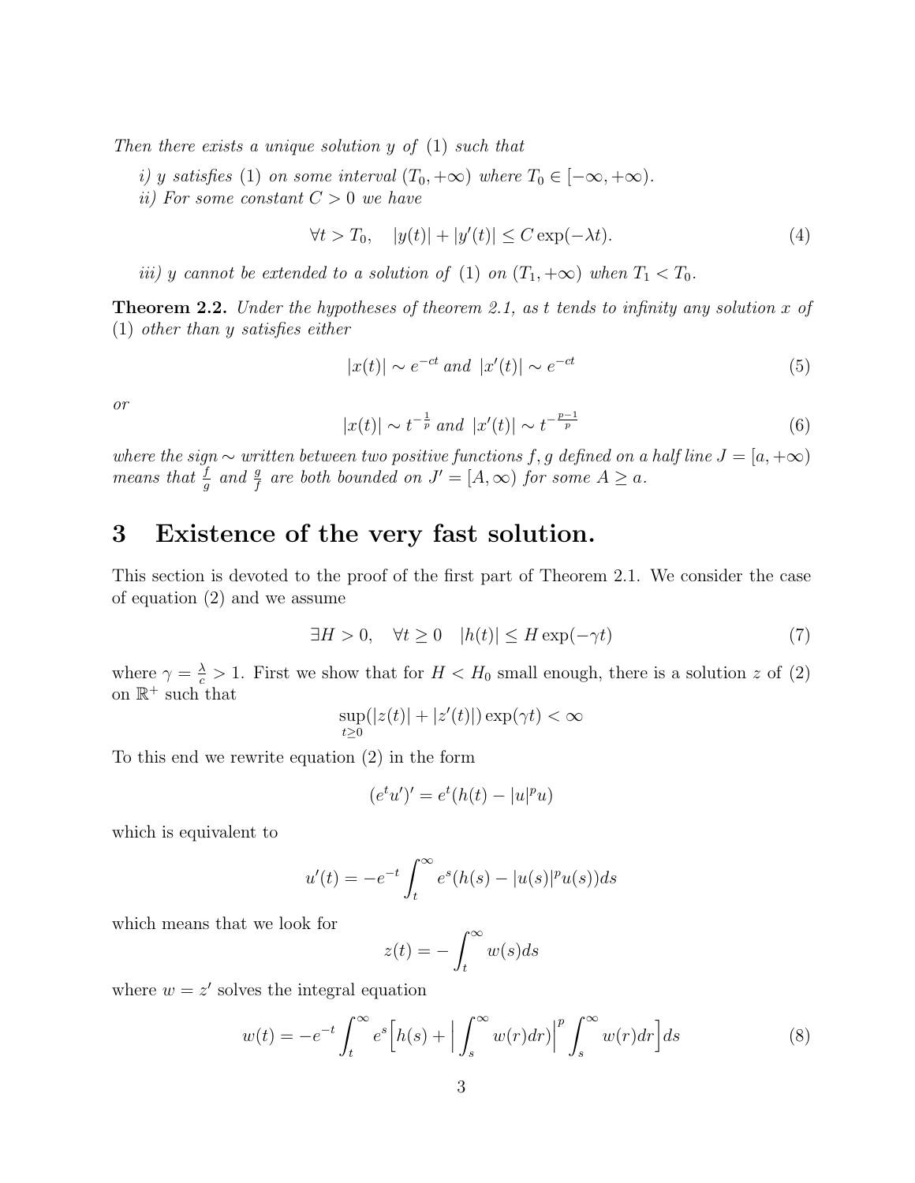*Then there exists a unique solution $y$ of* (1) *such that*

*i) $y$ satisfies* (1) *on some interval $(T_0, +\infty)$ where $T_0 \in [-\infty, +\infty)$.*

*ii) For some constant $C > 0$ we have*

$$\forall t > T_0, \quad |y(t)| + |y'(t)| \leq C \exp(-\lambda t). \tag{4}$$

*iii) $y$ cannot be extended to a solution of* (1) *on $(T_1, +\infty)$ when $T_1 < T_0$.*

**Theorem 2.2.** *Under the hypotheses of theorem 2.1, as $t$ tends to infinity any solution $x$ of* (1) *other than $y$ satisfies either*

$$|x(t)| \sim e^{-ct} \text{ and } |x'(t)| \sim e^{-ct} \tag{5}$$

*or*

$$|x(t)| \sim t^{-\frac{1}{p}} \text{ and } |x'(t)| \sim t^{-\frac{p-1}{p}} \tag{6}$$

*where the sign $\sim$ written between two positive functions $f, g$ defined on a half line $J = [a, +\infty)$ means that $\frac{f}{g}$ and $\frac{g}{f}$ are both bounded on $J' = [A, \infty)$ for some $A \geq a$.*

# 3 Existence of the very fast solution.

This section is devoted to the proof of the first part of Theorem 2.1. We consider the case of equation (2) and we assume

$$\exists H > 0, \quad \forall t \geq 0 \quad |h(t)| \leq H \exp(-\gamma t) \tag{7}$$

where $\gamma = \frac{\lambda}{c} > 1$. First we show that for $H < H_0$ small enough, there is a solution $z$ of (2) on $\mathbb{R}^+$ such that

$$\sup_{t \geq 0} (|z(t)| + |z'(t)|) \exp(\gamma t) < \infty$$

To this end we rewrite equation (2) in the form

$$(e^t u')' = e^t (h(t) - |u|^p u)$$

which is equivalent to

$$u'(t) = -e^{-t} \int_t^\infty e^s (h(s) - |u(s)|^p u(s)) ds$$

which means that we look for

$$z(t) = -\int_t^\infty w(s) ds$$

where $w = z'$ solves the integral equation

$$w(t) = -e^{-t} \int_t^\infty e^s \Big[ h(s) + \Big| \int_s^\infty w(r) dr \Big|^p \int_s^\infty w(r) dr \Big] ds \tag{8}$$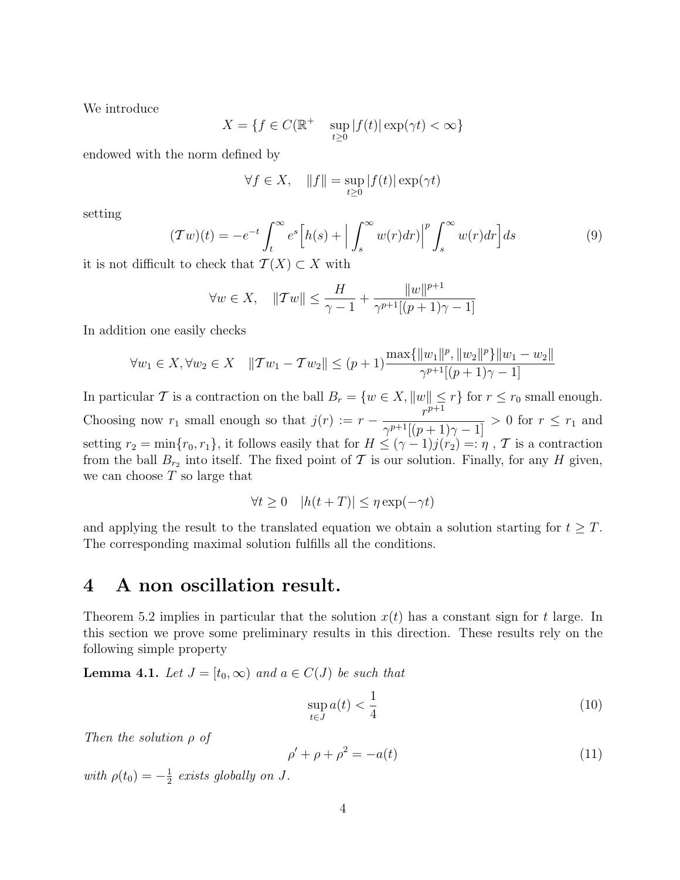We introduce

$$X = \{f \in C(\mathbb{R}^+ \quad \sup_{t\geq 0} |f(t)| \exp(\gamma t) < \infty\}$$

endowed with the norm defined by

$$\forall f \in X, \quad \|f\| = \sup_{t\geq 0} |f(t)| \exp(\gamma t)$$

setting

$$(\mathcal{T}w)(t) = -e^{-t} \int_t^\infty e^s \Big[ h(s) + \Big| \int_s^\infty w(r)dr) \Big|^p \int_s^\infty w(r)dr \Big] ds \tag{9}$$

it is not difficult to check that $\mathcal{T}(X) \subset X$ with

$$\forall w \in X, \quad \|\mathcal{T}w\| \leq \frac{H}{\gamma - 1} + \frac{\|w\|^{p+1}}{\gamma^{p+1}[(p+1)\gamma - 1]}$$

In addition one easily checks

$$\forall w_1 \in X, \forall w_2 \in X \quad \|\mathcal{T}w_1 - \mathcal{T}w_2\| \leq (p+1) \frac{\max\{\|w_1\|^p, \|w_2\|^p\} \|w_1 - w_2\|}{\gamma^{p+1}[(p+1)\gamma - 1]}$$

In particular $\mathcal{T}$ is a contraction on the ball $B_r = \{w \in X, \|w\| \leq r\}$ for $r \leq r_0$ small enough. Choosing now $r_1$ small enough so that $j(r) := r - \dfrac{r^{p+1}}{\gamma^{p+1}[(p+1)\gamma - 1]} > 0$ for $r \leq r_1$ and setting $r_2 = \min\{r_0, r_1\}$, it follows easily that for $H \leq (\gamma - 1)j(r_2) =: \eta$ , $\mathcal{T}$ is a contraction from the ball $B_{r_2}$ into itself. The fixed point of $\mathcal{T}$ is our solution. Finally, for any $H$ given, we can choose $T$ so large that

$$\forall t \geq 0 \quad |h(t+T)| \leq \eta \exp(-\gamma t)$$

and applying the result to the translated equation we obtain a solution starting for $t \geq T$. The corresponding maximal solution fulfills all the conditions.

# 4 A non oscillation result.

Theorem 5.2 implies in particular that the solution $x(t)$ has a constant sign for $t$ large. In this section we prove some preliminary results in this direction. These results rely on the following simple property

**Lemma 4.1.** *Let $J = [t_0, \infty)$ and $a \in C(J)$ be such that*

$$\sup_{t\in J} a(t) < \frac{1}{4} \tag{10}$$

*Then the solution $\rho$ of*

$$\rho' + \rho + \rho^2 = -a(t) \tag{11}$$

*with $\rho(t_0) = -\frac{1}{2}$ exists globally on $J$.*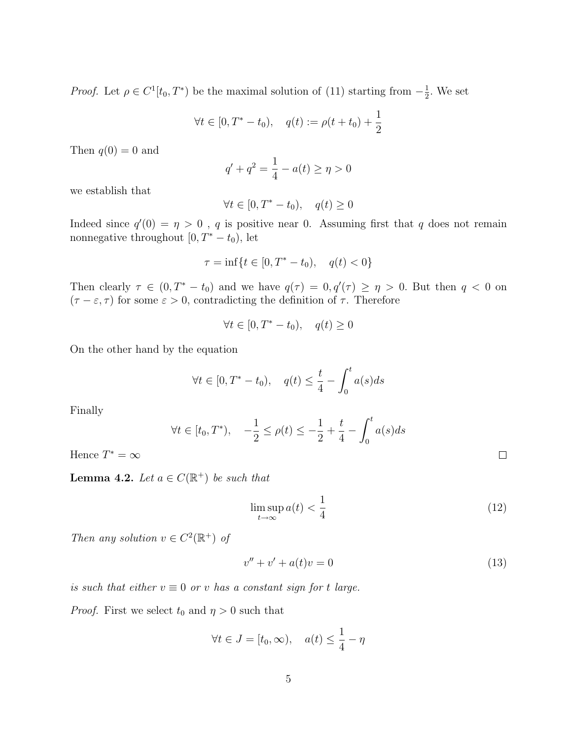*Proof.* Let $\rho \in C^1[t_0, T^*)$ be the maximal solution of (11) starting from $-\frac{1}{2}$. We set

$$\forall t \in [0, T^* - t_0), \quad q(t) := \rho(t + t_0) + \frac{1}{2}$$

Then $q(0) = 0$ and

$$q' + q^2 = \frac{1}{4} - a(t) \geq \eta > 0$$

we establish that

$$\forall t \in [0, T^* - t_0), \quad q(t) \geq 0$$

Indeed since $q'(0) = \eta > 0$ , $q$ is positive near 0. Assuming first that $q$ does not remain nonnegative throughout $[0, T^* - t_0)$, let

$$\tau = \inf\{t \in [0, T^* - t_0), \quad q(t) < 0\}$$

Then clearly $\tau \in (0, T^* - t_0)$ and we have $q(\tau) = 0, q'(\tau) \geq \eta > 0$. But then $q < 0$ on $(\tau - \varepsilon, \tau)$ for some $\varepsilon > 0$, contradicting the definition of $\tau$. Therefore

$$\forall t \in [0, T^* - t_0), \quad q(t) \geq 0$$

On the other hand by the equation

$$\forall t \in [0, T^* - t_0), \quad q(t) \leq \frac{t}{4} - \int_0^t a(s)ds$$

Finally

$$\forall t \in [t_0, T^*), \quad -\frac{1}{2} \leq \rho(t) \leq -\frac{1}{2} + \frac{t}{4} - \int_0^t a(s)ds$$

Hence $T^* = \infty$ □

**Lemma 4.2.** *Let $a \in C(\mathbb{R}^+)$ be such that*

$$\limsup_{t\to\infty} a(t) < \frac{1}{4} \tag{12}$$

*Then any solution $v \in C^2(\mathbb{R}^+)$ of*

$$v'' + v' + a(t)v = 0 \tag{13}$$

*is such that either $v \equiv 0$ or $v$ has a constant sign for $t$ large.*

*Proof.* First we select $t_0$ and $\eta > 0$ such that

$$\forall t \in J = [t_0, \infty), \quad a(t) \leq \frac{1}{4} - \eta$$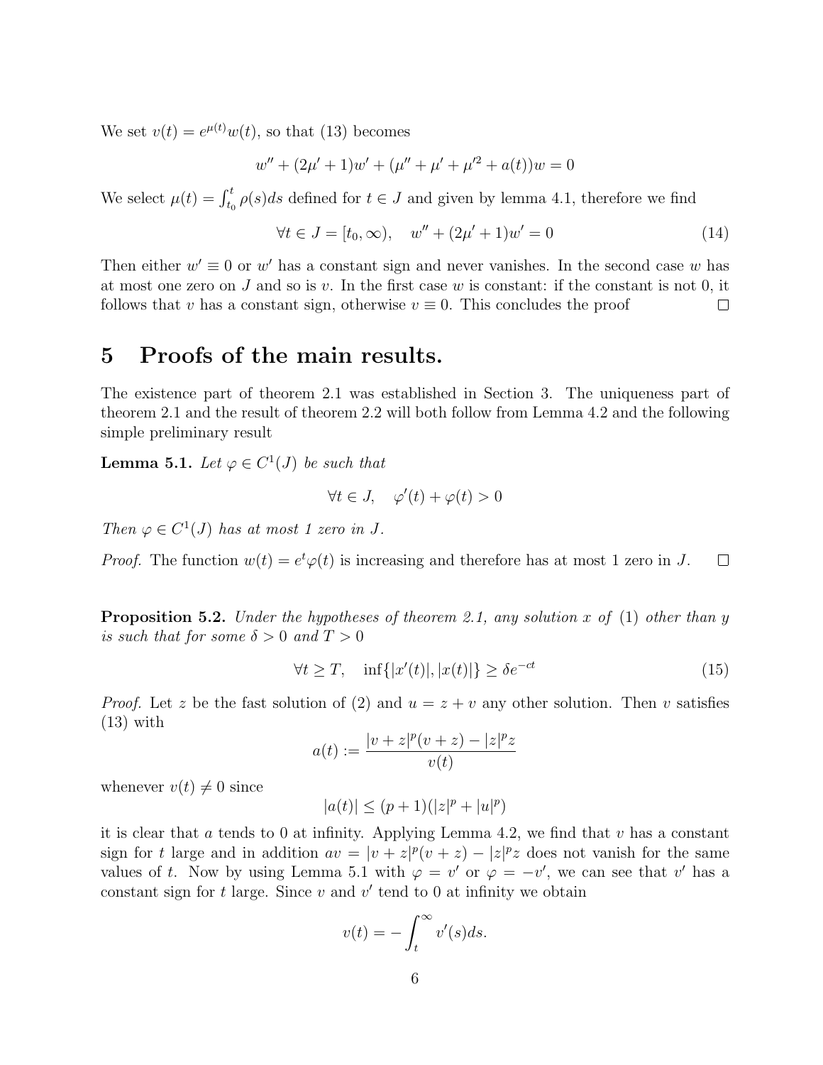We set $v(t) = e^{\mu(t)}w(t)$, so that (13) becomes

$$w'' + (2\mu' + 1)w' + (\mu'' + \mu' + \mu'^2 + a(t))w = 0$$

We select $\mu(t) = \int_{t_0}^{t} \rho(s)ds$ defined for $t \in J$ and given by lemma 4.1, therefore we find

$$\forall t \in J = [t_0, \infty), \quad w'' + (2\mu' + 1)w' = 0 \tag{14}$$

Then either $w' \equiv 0$ or $w'$ has a constant sign and never vanishes. In the second case $w$ has at most one zero on $J$ and so is $v$. In the first case $w$ is constant: if the constant is not 0, it follows that $v$ has a constant sign, otherwise $v \equiv 0$. This concludes the proof ☐

# 5 Proofs of the main results.

The existence part of theorem 2.1 was established in Section 3. The uniqueness part of theorem 2.1 and the result of theorem 2.2 will both follow from Lemma 4.2 and the following simple preliminary result

**Lemma 5.1.** *Let $\varphi \in C^1(J)$ be such that*

$$\forall t \in J, \quad \varphi'(t) + \varphi(t) > 0$$

*Then $\varphi \in C^1(J)$ has at most 1 zero in $J$.*

*Proof.* The function $w(t) = e^t\varphi(t)$ is increasing and therefore has at most 1 zero in $J$. ☐

**Proposition 5.2.** *Under the hypotheses of theorem 2.1, any solution $x$ of (1) other than $y$ is such that for some $\delta > 0$ and $T > 0$*

$$\forall t \geq T, \quad \inf\{|x'(t)|, |x(t)|\} \geq \delta e^{-ct} \tag{15}$$

*Proof.* Let $z$ be the fast solution of (2) and $u = z + v$ any other solution. Then $v$ satisfies (13) with

$$a(t) := \frac{|v + z|^p(v + z) - |z|^p z}{v(t)}$$

whenever $v(t) \neq 0$ since

$$|a(t)| \leq (p + 1)(|z|^p + |u|^p)$$

it is clear that $a$ tends to 0 at infinity. Applying Lemma 4.2, we find that $v$ has a constant sign for $t$ large and in addition $av = |v + z|^p(v + z) - |z|^p z$ does not vanish for the same values of $t$. Now by using Lemma 5.1 with $\varphi = v'$ or $\varphi = -v'$, we can see that $v'$ has a constant sign for $t$ large. Since $v$ and $v'$ tend to 0 at infinity we obtain

$$v(t) = -\int_t^{\infty} v'(s)ds.$$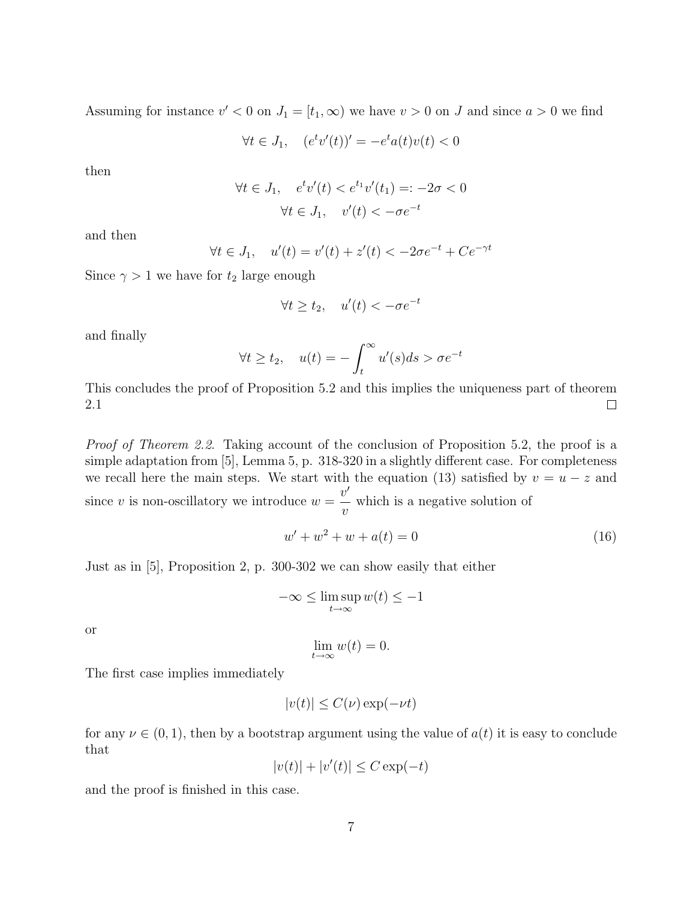Assuming for instance $v' < 0$ on $J_1 = [t_1, \infty)$ we have $v > 0$ on $J$ and since $a > 0$ we find

$$\forall t \in J_1, \quad (e^t v'(t))' = -e^t a(t) v(t) < 0$$

then

$$\forall t \in J_1, \quad e^t v'(t) < e^{t_1} v'(t_1) =: -2\sigma < 0$$
$$\forall t \in J_1, \quad v'(t) < -\sigma e^{-t}$$

and then

$$\forall t \in J_1, \quad u'(t) = v'(t) + z'(t) < -2\sigma e^{-t} + Ce^{-\gamma t}$$

Since $\gamma > 1$ we have for $t_2$ large enough

$$\forall t \geq t_2, \quad u'(t) < -\sigma e^{-t}$$

and finally

$$\forall t \geq t_2, \quad u(t) = -\int_t^\infty u'(s)ds > \sigma e^{-t}$$

This concludes the proof of Proposition 5.2 and this implies the uniqueness part of theorem 2.1 □

*Proof of Theorem 2.2.* Taking account of the conclusion of Proposition 5.2, the proof is a simple adaptation from [5], Lemma 5, p. 318-320 in a slightly different case. For completeness we recall here the main steps. We start with the equation (13) satisfied by $v = u - z$ and since $v$ is non-oscillatory we introduce $w = \dfrac{v'}{v}$ which is a negative solution of

$$w' + w^2 + w + a(t) = 0 \tag{16}$$

Just as in [5], Proposition 2, p. 300-302 we can show easily that either

$$-\infty \leq \limsup_{t \to \infty} w(t) \leq -1$$

or

$$\lim_{t \to \infty} w(t) = 0.$$

The first case implies immediately

$$|v(t)| \leq C(\nu) \exp(-\nu t)$$

for any $\nu \in (0, 1)$, then by a bootstrap argument using the value of $a(t)$ it is easy to conclude that

$$|v(t)| + |v'(t)| \leq C \exp(-t)$$

and the proof is finished in this case.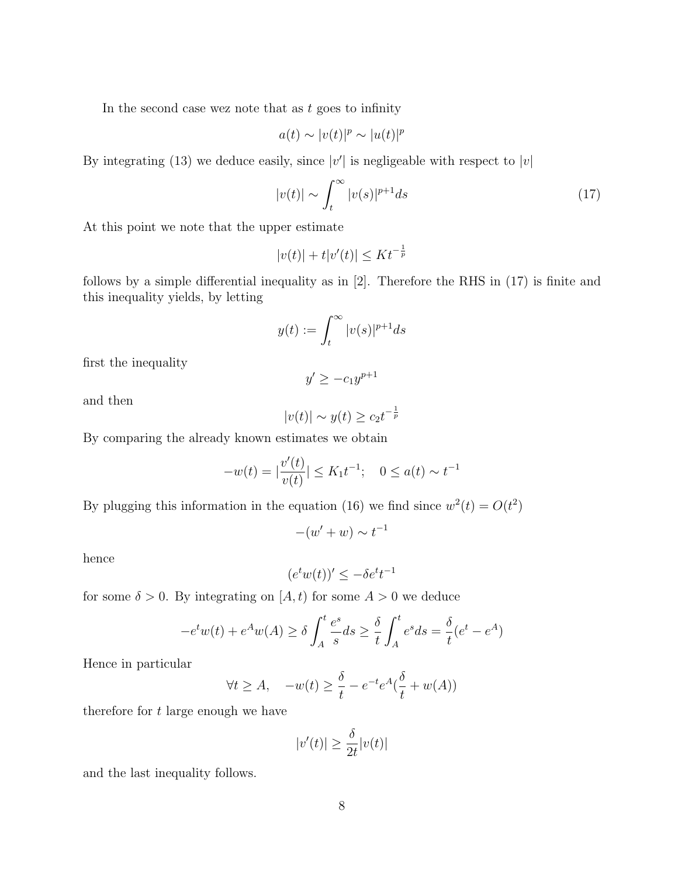In the second case wez note that as $t$ goes to infinity

$$a(t) \sim |v(t)|^p \sim |u(t)|^p$$

By integrating (13) we deduce easily, since $|v'|$ is negligeable with respect to $|v|$

$$|v(t)| \sim \int_t^\infty |v(s)|^{p+1} ds \tag{17}$$

At this point we note that the upper estimate

$$|v(t)| + t|v'(t)| \leq K t^{-\frac{1}{p}}$$

follows by a simple differential inequality as in [2]. Therefore the RHS in (17) is finite and this inequality yields, by letting

$$y(t) := \int_t^\infty |v(s)|^{p+1} ds$$

first the inequality

$$y' \geq -c_1 y^{p+1}$$

and then

$$|v(t)| \sim y(t) \geq c_2 t^{-\frac{1}{p}}$$

By comparing the already known estimates we obtain

$$-w(t) = |\frac{v'(t)}{v(t)}| \leq K_1 t^{-1}; \quad 0 \leq a(t) \sim t^{-1}$$

By plugging this information in the equation (16) we find since $w^2(t) = O(t^2)$

$$-(w' + w) \sim t^{-1}$$

hence

$$(e^t w(t))' \leq -\delta e^t t^{-1}$$

for some $\delta > 0$. By integrating on $[A, t)$ for some $A > 0$ we deduce

$$-e^t w(t) + e^A w(A) \geq \delta \int_A^t \frac{e^s}{s} ds \geq \frac{\delta}{t} \int_A^t e^s ds = \frac{\delta}{t}(e^t - e^A)$$

Hence in particular

$$\forall t \geq A, \quad -w(t) \geq \frac{\delta}{t} - e^{-t} e^A (\frac{\delta}{t} + w(A))$$

therefore for $t$ large enough we have

$$|v'(t)| \geq \frac{\delta}{2t} |v(t)|$$

and the last inequality follows.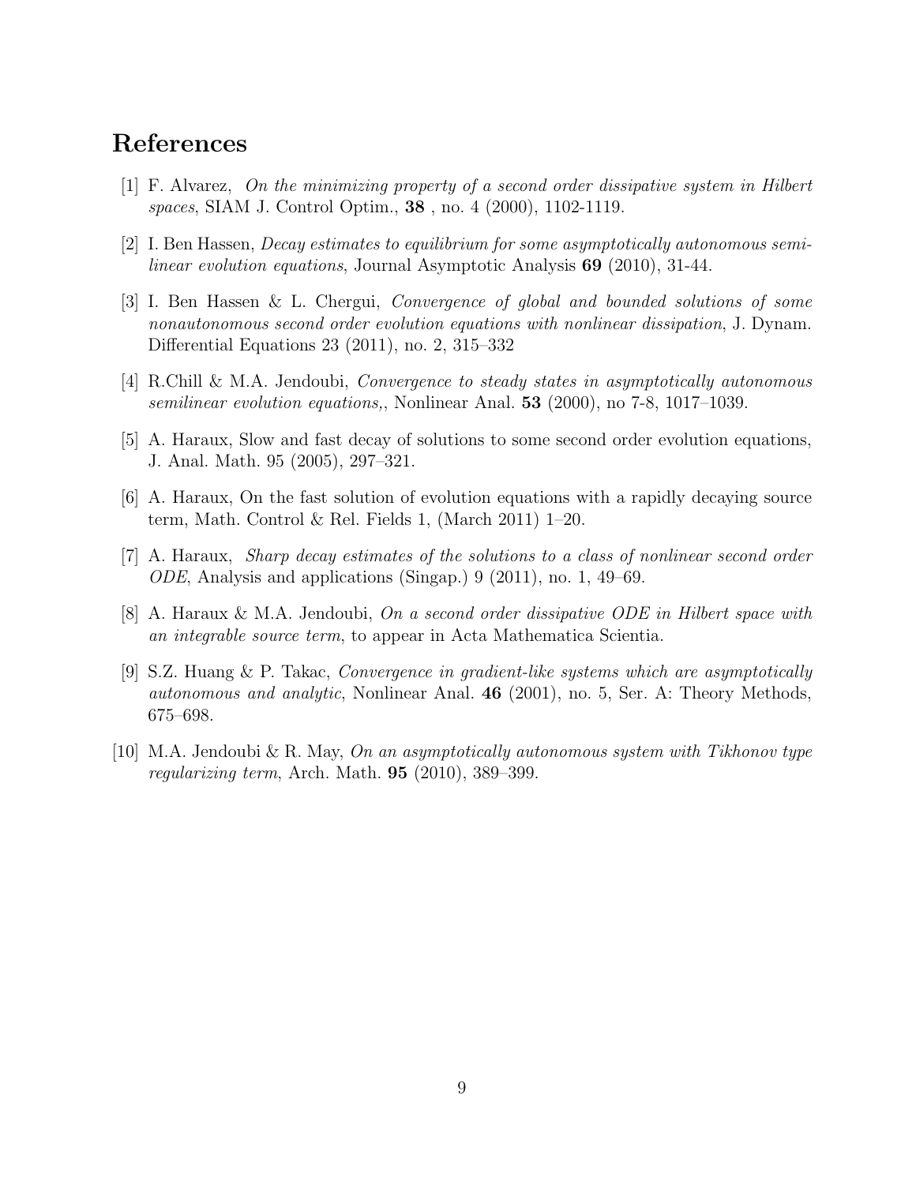## References

[1] F. Alvarez, *On the minimizing property of a second order dissipative system in Hilbert spaces*, SIAM J. Control Optim., **38** , no. 4 (2000), 1102-1119.

[2] I. Ben Hassen, *Decay estimates to equilibrium for some asymptotically autonomous semilinear evolution equations*, Journal Asymptotic Analysis **69** (2010), 31-44.

[3] I. Ben Hassen & L. Chergui, *Convergence of global and bounded solutions of some nonautonomous second order evolution equations with nonlinear dissipation*, J. Dynam. Differential Equations 23 (2011), no. 2, 315–332

[4] R.Chill & M.A. Jendoubi, *Convergence to steady states in asymptotically autonomous semilinear evolution equations,*, Nonlinear Anal. **53** (2000), no 7-8, 1017–1039.

[5] A. Haraux, Slow and fast decay of solutions to some second order evolution equations, J. Anal. Math. 95 (2005), 297–321.

[6] A. Haraux, On the fast solution of evolution equations with a rapidly decaying source term, Math. Control & Rel. Fields 1, (March 2011) 1–20.

[7] A. Haraux, *Sharp decay estimates of the solutions to a class of nonlinear second order ODE*, Analysis and applications (Singap.) 9 (2011), no. 1, 49–69.

[8] A. Haraux & M.A. Jendoubi, *On a second order dissipative ODE in Hilbert space with an integrable source term*, to appear in Acta Mathematica Scientia.

[9] S.Z. Huang & P. Takac, *Convergence in gradient-like systems which are asymptotically autonomous and analytic*, Nonlinear Anal. **46** (2001), no. 5, Ser. A: Theory Methods, 675–698.

[10] M.A. Jendoubi & R. May, *On an asymptotically autonomous system with Tikhonov type regularizing term*, Arch. Math. **95** (2010), 389–399.